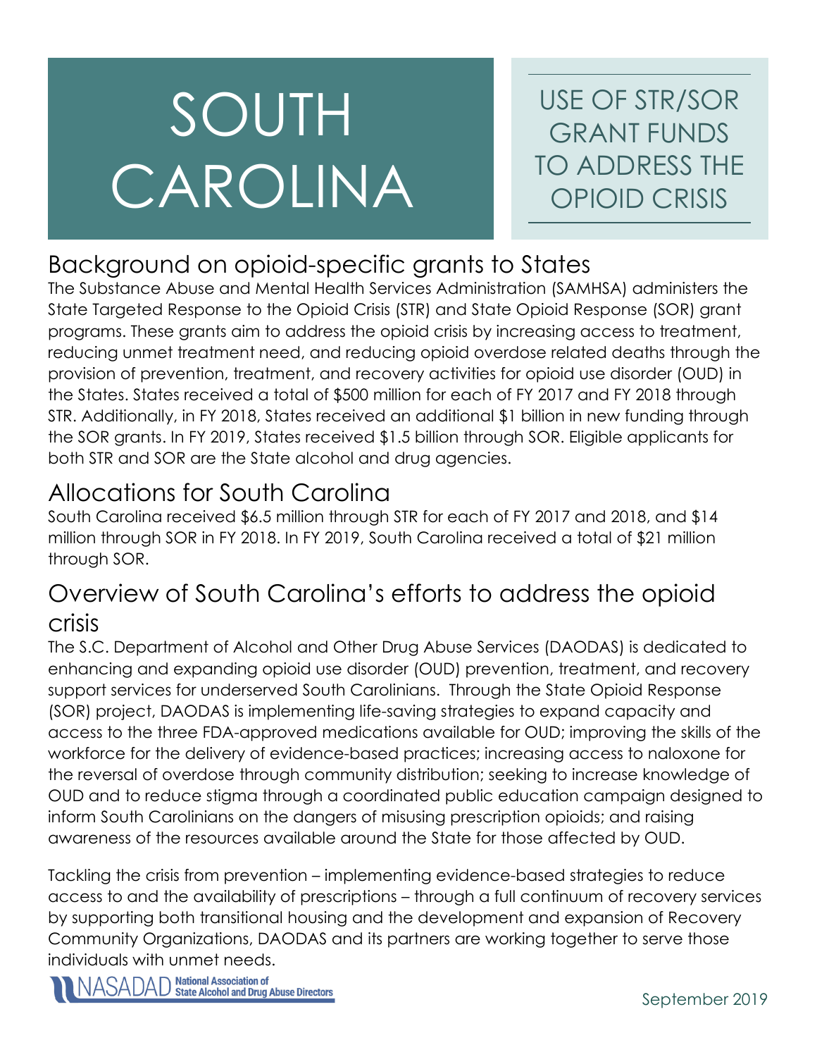# SOUTH CAROLINA

## USE OF STR/SOR GRANT FUNDS TO ADDRESS THE OPIOID CRISIS

## Background on opioid-specific grants to States

The Substance Abuse and Mental Health Services Administration (SAMHSA) administers the State Targeted Response to the Opioid Crisis (STR) and State Opioid Response (SOR) grant programs. These grants aim to address the opioid crisis by increasing access to treatment, reducing unmet treatment need, and reducing opioid overdose related deaths through the provision of prevention, treatment, and recovery activities for opioid use disorder (OUD) in the States. States received a total of $500 million for each of FY 2017 and FY 2018 through STR. Additionally, in FY 2018, States received an additional $1 billion in new funding through the SOR grants. In FY 2019, States received $1.5 billion through SOR. Eligible applicants for both STR and SOR are the State alcohol and drug agencies.

## Allocations for South Carolina

South Carolina received $6.5 million through STR for each of FY 2017 and 2018, and $14 million through SOR in FY 2018. In FY 2019, South Carolina received a total of $21 million through SOR.

## Overview of South Carolina's efforts to address the opioid crisis

The S.C. Department of Alcohol and Other Drug Abuse Services (DAODAS) is dedicated to enhancing and expanding opioid use disorder (OUD) prevention, treatment, and recovery support services for underserved South Carolinians. Through the State Opioid Response (SOR) project, DAODAS is implementing life-saving strategies to expand capacity and access to the three FDA-approved medications available for OUD; improving the skills of the workforce for the delivery of evidence-based practices; increasing access to naloxone for the reversal of overdose through community distribution; seeking to increase knowledge of OUD and to reduce stigma through a coordinated public education campaign designed to inform South Carolinians on the dangers of misusing prescription opioids; and raising awareness of the resources available around the State for those affected by OUD.

Tackling the crisis from prevention – implementing evidence-based strategies to reduce access to and the availability of prescriptions – through a full continuum of recovery services by supporting both transitional housing and the development and expansion of Recovery Community Organizations, DAODAS and its partners are working together to serve those individuals with unmet needs.

NASADAD National Association of State Alcohol and Drug Abuse Directors

September 2019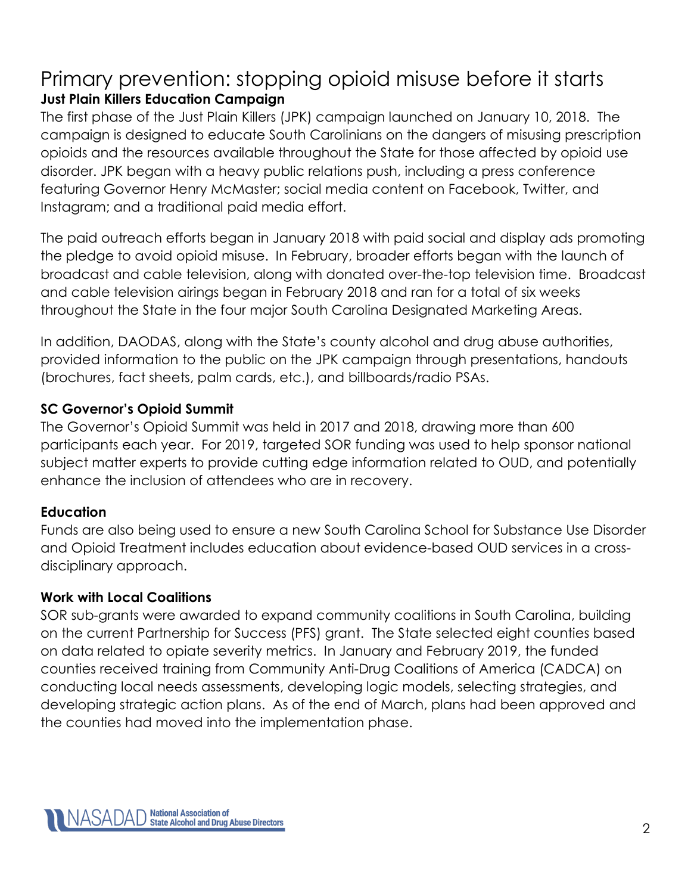# Primary prevention: stopping opioid misuse before it starts

**Just Plain Killers Education Campaign**

The first phase of the Just Plain Killers (JPK) campaign launched on January 10, 2018. The campaign is designed to educate South Carolinians on the dangers of misusing prescription opioids and the resources available throughout the State for those affected by opioid use disorder. JPK began with a heavy public relations push, including a press conference featuring Governor Henry McMaster; social media content on Facebook, Twitter, and Instagram; and a traditional paid media effort.

The paid outreach efforts began in January 2018 with paid social and display ads promoting the pledge to avoid opioid misuse. In February, broader efforts began with the launch of broadcast and cable television, along with donated over-the-top television time. Broadcast and cable television airings began in February 2018 and ran for a total of six weeks throughout the State in the four major South Carolina Designated Marketing Areas.

In addition, DAODAS, along with the State's county alcohol and drug abuse authorities, provided information to the public on the JPK campaign through presentations, handouts (brochures, fact sheets, palm cards, etc.), and billboards/radio PSAs.

### SC Governor's Opioid Summit

The Governor's Opioid Summit was held in 2017 and 2018, drawing more than 600 participants each year. For 2019, targeted SOR funding was used to help sponsor national subject matter experts to provide cutting edge information related to OUD, and potentially enhance the inclusion of attendees who are in recovery.

### Education

Funds are also being used to ensure a new South Carolina School for Substance Use Disorder and Opioid Treatment includes education about evidence-based OUD services in a cross-disciplinary approach.

### Work with Local Coalitions

SOR sub-grants were awarded to expand community coalitions in South Carolina, building on the current Partnership for Success (PFS) grant. The State selected eight counties based on data related to opiate severity metrics. In January and February 2019, the funded counties received training from Community Anti-Drug Coalitions of America (CADCA) on conducting local needs assessments, developing logic models, selecting strategies, and developing strategic action plans. As of the end of March, plans had been approved and the counties had moved into the implementation phase.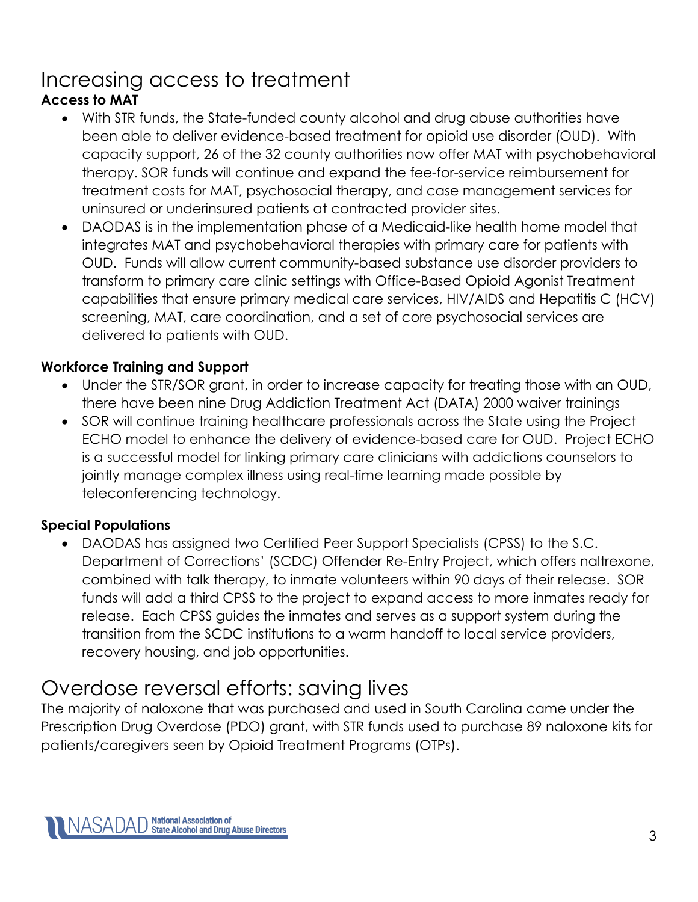# Increasing access to treatment

**Access to MAT**

- With STR funds, the State-funded county alcohol and drug abuse authorities have been able to deliver evidence-based treatment for opioid use disorder (OUD). With capacity support, 26 of the 32 county authorities now offer MAT with psychobehavioral therapy. SOR funds will continue and expand the fee-for-service reimbursement for treatment costs for MAT, psychosocial therapy, and case management services for uninsured or underinsured patients at contracted provider sites.
- DAODAS is in the implementation phase of a Medicaid-like health home model that integrates MAT and psychobehavioral therapies with primary care for patients with OUD. Funds will allow current community-based substance use disorder providers to transform to primary care clinic settings with Office-Based Opioid Agonist Treatment capabilities that ensure primary medical care services, HIV/AIDS and Hepatitis C (HCV) screening, MAT, care coordination, and a set of core psychosocial services are delivered to patients with OUD.

**Workforce Training and Support**

- Under the STR/SOR grant, in order to increase capacity for treating those with an OUD, there have been nine Drug Addiction Treatment Act (DATA) 2000 waiver trainings
- SOR will continue training healthcare professionals across the State using the Project ECHO model to enhance the delivery of evidence-based care for OUD. Project ECHO is a successful model for linking primary care clinicians with addictions counselors to jointly manage complex illness using real-time learning made possible by teleconferencing technology.

**Special Populations**

- DAODAS has assigned two Certified Peer Support Specialists (CPSS) to the S.C. Department of Corrections' (SCDC) Offender Re-Entry Project, which offers naltrexone, combined with talk therapy, to inmate volunteers within 90 days of their release. SOR funds will add a third CPSS to the project to expand access to more inmates ready for release. Each CPSS guides the inmates and serves as a support system during the transition from the SCDC institutions to a warm handoff to local service providers, recovery housing, and job opportunities.

# Overdose reversal efforts: saving lives

The majority of naloxone that was purchased and used in South Carolina came under the Prescription Drug Overdose (PDO) grant, with STR funds used to purchase 89 naloxone kits for patients/caregivers seen by Opioid Treatment Programs (OTPs).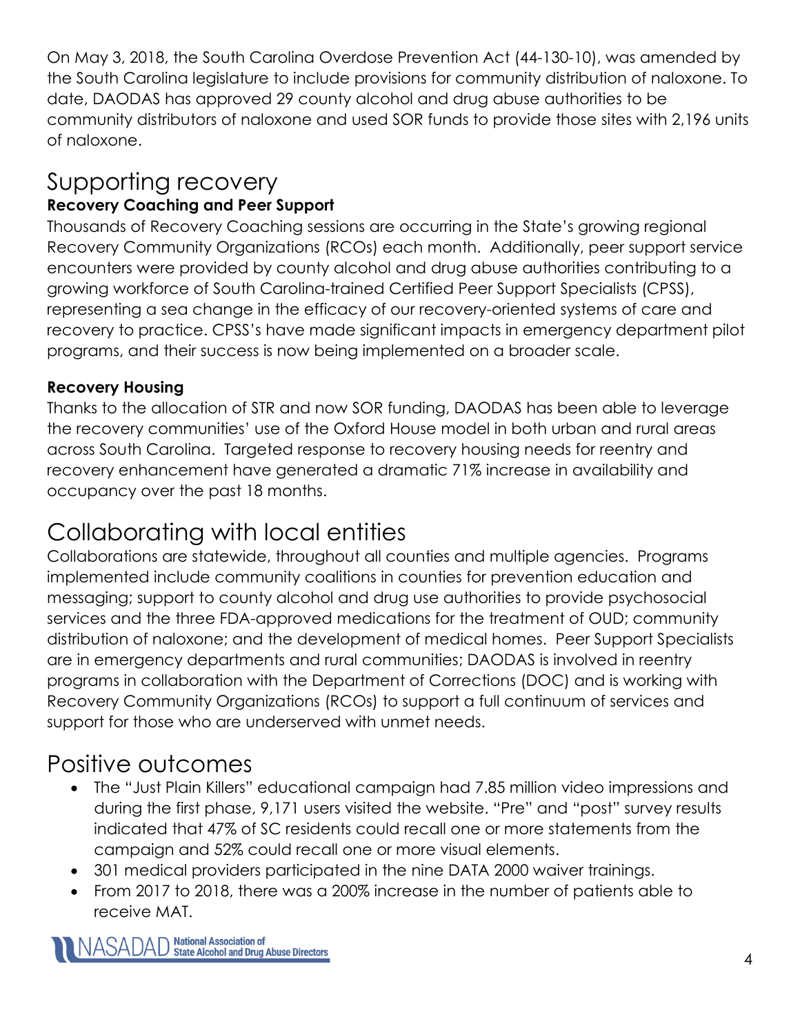On May 3, 2018, the South Carolina Overdose Prevention Act (44-130-10), was amended by the South Carolina legislature to include provisions for community distribution of naloxone. To date, DAODAS has approved 29 county alcohol and drug abuse authorities to be community distributors of naloxone and used SOR funds to provide those sites with 2,196 units of naloxone.

## Supporting recovery

**Recovery Coaching and Peer Support**

Thousands of Recovery Coaching sessions are occurring in the State's growing regional Recovery Community Organizations (RCOs) each month. Additionally, peer support service encounters were provided by county alcohol and drug abuse authorities contributing to a growing workforce of South Carolina-trained Certified Peer Support Specialists (CPSS), representing a sea change in the efficacy of our recovery-oriented systems of care and recovery to practice. CPSS's have made significant impacts in emergency department pilot programs, and their success is now being implemented on a broader scale.

**Recovery Housing**

Thanks to the allocation of STR and now SOR funding, DAODAS has been able to leverage the recovery communities' use of the Oxford House model in both urban and rural areas across South Carolina. Targeted response to recovery housing needs for reentry and recovery enhancement have generated a dramatic 71% increase in availability and occupancy over the past 18 months.

## Collaborating with local entities

Collaborations are statewide, throughout all counties and multiple agencies. Programs implemented include community coalitions in counties for prevention education and messaging; support to county alcohol and drug use authorities to provide psychosocial services and the three FDA-approved medications for the treatment of OUD; community distribution of naloxone; and the development of medical homes. Peer Support Specialists are in emergency departments and rural communities; DAODAS is involved in reentry programs in collaboration with the Department of Corrections (DOC) and is working with Recovery Community Organizations (RCOs) to support a full continuum of services and support for those who are underserved with unmet needs.

## Positive outcomes

- The "Just Plain Killers" educational campaign had 7.85 million video impressions and during the first phase, 9,171 users visited the website. "Pre" and "post" survey results indicated that 47% of SC residents could recall one or more statements from the campaign and 52% could recall one or more visual elements.
- 301 medical providers participated in the nine DATA 2000 waiver trainings.
- From 2017 to 2018, there was a 200% increase in the number of patients able to receive MAT.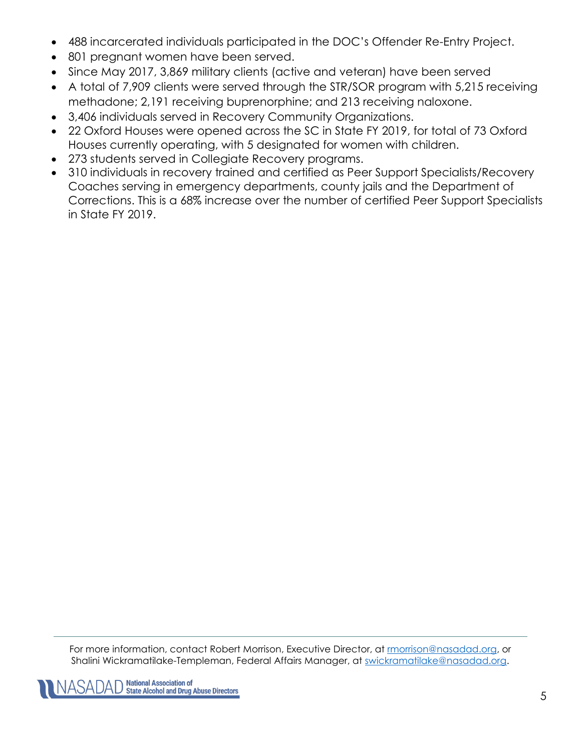- 488 incarcerated individuals participated in the DOC's Offender Re-Entry Project.
- 801 pregnant women have been served.
- Since May 2017, 3,869 military clients (active and veteran) have been served
- A total of 7,909 clients were served through the STR/SOR program with 5,215 receiving methadone; 2,191 receiving buprenorphine; and 213 receiving naloxone.
- 3,406 individuals served in Recovery Community Organizations.
- 22 Oxford Houses were opened across the SC in State FY 2019, for total of 73 Oxford Houses currently operating, with 5 designated for women with children.
- 273 students served in Collegiate Recovery programs.
- 310 individuals in recovery trained and certified as Peer Support Specialists/Recovery Coaches serving in emergency departments, county jails and the Department of Corrections. This is a 68% increase over the number of certified Peer Support Specialists in State FY 2019.

For more information, contact Robert Morrison, Executive Director, at rmorrison@nasadad.org, or Shalini Wickramatilake-Templeman, Federal Affairs Manager, at swickramatilake@nasadad.org.

NASADAD National Association of State Alcohol and Drug Abuse Directors